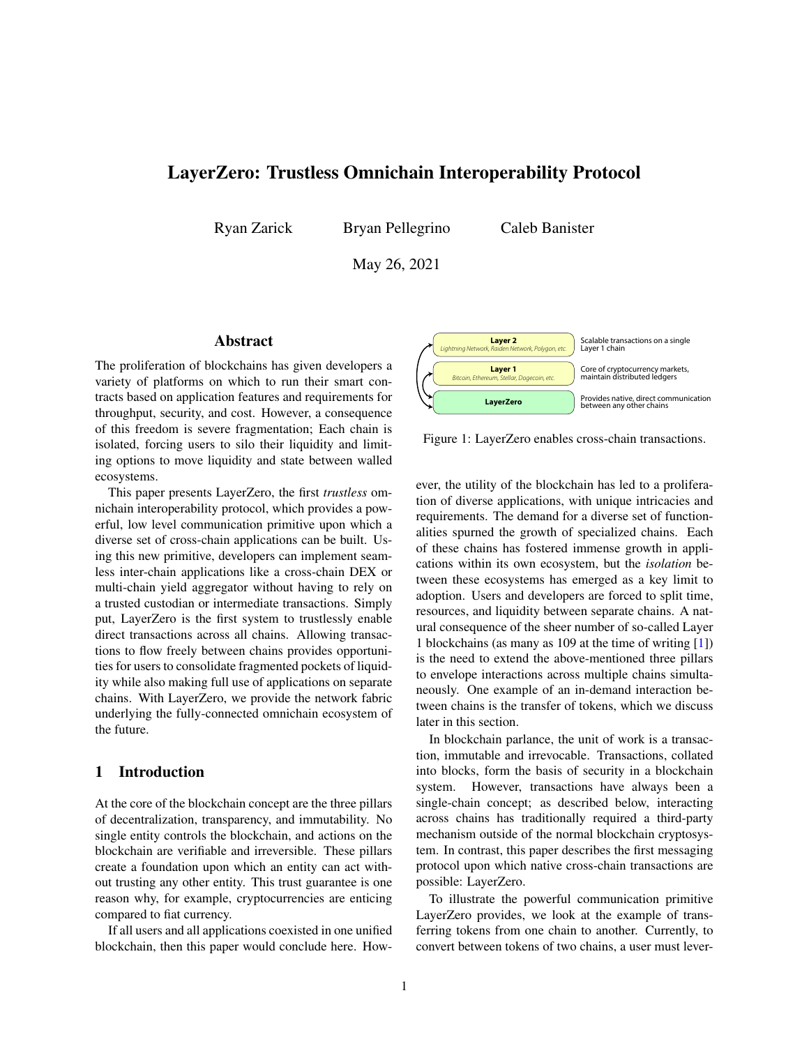# LayerZero: Trustless Omnichain Interoperability Protocol

Ryan Zarick  Bryan Pellegrino  Caleb Banister

May 26, 2021

## Abstract

The proliferation of blockchains has given developers a variety of platforms on which to run their smart contracts based on application features and requirements for throughput, security, and cost. However, a consequence of this freedom is severe fragmentation; Each chain is isolated, forcing users to silo their liquidity and limiting options to move liquidity and state between walled ecosystems.

This paper presents LayerZero, the first *trustless* omnichain interoperability protocol, which provides a powerful, low level communication primitive upon which a diverse set of cross-chain applications can be built. Using this new primitive, developers can implement seamless inter-chain applications like a cross-chain DEX or multi-chain yield aggregator without having to rely on a trusted custodian or intermediate transactions. Simply put, LayerZero is the first system to trustlessly enable direct transactions across all chains. Allowing transactions to flow freely between chains provides opportunities for users to consolidate fragmented pockets of liquidity while also making full use of applications on separate chains. With LayerZero, we provide the network fabric underlying the fully-connected omnichain ecosystem of the future.

## 1 Introduction

At the core of the blockchain concept are the three pillars of decentralization, transparency, and immutability. No single entity controls the blockchain, and actions on the blockchain are verifiable and irreversible. These pillars create a foundation upon which an entity can act without trusting any other entity. This trust guarantee is one reason why, for example, cryptocurrencies are enticing compared to fiat currency.

If all users and all applications coexisted in one unified blockchain, then this paper would conclude here. However, the utility of the blockchain has led to a proliferation of diverse applications, with unique intricacies and requirements. The demand for a diverse set of functionalities spurned the growth of specialized chains. Each of these chains has fostered immense growth in applications within its own ecosystem, but the *isolation* between these ecosystems has emerged as a key limit to adoption. Users and developers are forced to split time, resources, and liquidity between separate chains. A natural consequence of the sheer number of so-called Layer 1 blockchains (as many as 109 at the time of writing [1]) is the need to extend the above-mentioned three pillars to envelope interactions across multiple chains simultaneously. One example of an in-demand interaction between chains is the transfer of tokens, which we discuss later in this section.

| Layer | Examples | Description |
| --- | --- | --- |
| Layer 2 | Lightning Network, Raiden Network, Polygon, etc. | Scalable transactions on a single Layer 1 chain |
| Layer 1 | Bitcoin, Ethereum, Stellar, Dogecoin, etc. | Core of cryptocurrency markets, maintain distributed ledgers |
| LayerZero | | Provides native, direct communication between any other chains |

Figure 1: LayerZero enables cross-chain transactions.

In blockchain parlance, the unit of work is a transaction, immutable and irrevocable. Transactions, collated into blocks, form the basis of security in a blockchain system. However, transactions have always been a single-chain concept; as described below, interacting across chains has traditionally required a third-party mechanism outside of the normal blockchain cryptosystem. In contrast, this paper describes the first messaging protocol upon which native cross-chain transactions are possible: LayerZero.

To illustrate the powerful communication primitive LayerZero provides, we look at the example of transferring tokens from one chain to another. Currently, to convert between tokens of two chains, a user must lever-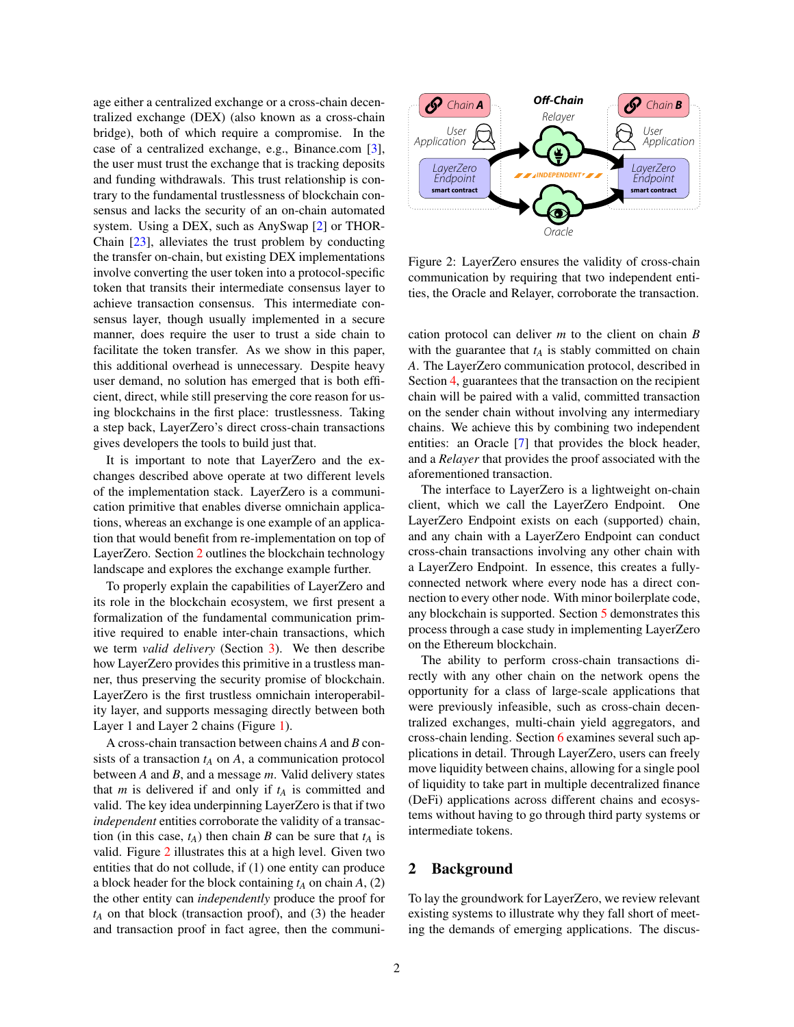age either a centralized exchange or a cross-chain decentralized exchange (DEX) (also known as a cross-chain bridge), both of which require a compromise. In the case of a centralized exchange, e.g., Binance.com [3], the user must trust the exchange that is tracking deposits and funding withdrawals. This trust relationship is contrary to the fundamental trustlessness of blockchain consensus and lacks the security of an on-chain automated system. Using a DEX, such as AnySwap [2] or THORChain [23], alleviates the trust problem by conducting the transfer on-chain, but existing DEX implementations involve converting the user token into a protocol-specific token that transits their intermediate consensus layer to achieve transaction consensus. This intermediate consensus layer, though usually implemented in a secure manner, does require the user to trust a side chain to facilitate the token transfer. As we show in this paper, this additional overhead is unnecessary. Despite heavy user demand, no solution has emerged that is both efficient, direct, while still preserving the core reason for using blockchains in the first place: trustlessness. Taking a step back, LayerZero's direct cross-chain transactions gives developers the tools to build just that.

It is important to note that LayerZero and the exchanges described above operate at two different levels of the implementation stack. LayerZero is a communication primitive that enables diverse omnichain applications, whereas an exchange is one example of an application that would benefit from re-implementation on top of LayerZero. Section 2 outlines the blockchain technology landscape and explores the exchange example further.

To properly explain the capabilities of LayerZero and its role in the blockchain ecosystem, we first present a formalization of the fundamental communication primitive required to enable inter-chain transactions, which we term *valid delivery* (Section 3). We then describe how LayerZero provides this primitive in a trustless manner, thus preserving the security promise of blockchain. LayerZero is the first trustless omnichain interoperability layer, and supports messaging directly between both Layer 1 and Layer 2 chains (Figure 1).

A cross-chain transaction between chains $A$ and $B$ consists of a transaction $t_A$ on $A$, a communication protocol between $A$ and $B$, and a message $m$. Valid delivery states that $m$ is delivered if and only if $t_A$ is committed and valid. The key idea underpinning LayerZero is that if two *independent* entities corroborate the validity of a transaction (in this case, $t_A$) then chain $B$ can be sure that $t_A$ is valid. Figure 2 illustrates this at a high level. Given two entities that do not collude, if (1) one entity can produce a block header for the block containing $t_A$ on chain $A$, (2) the other entity can *independently* produce the proof for $t_A$ on that block (transaction proof), and (3) the header and transaction proof in fact agree, then the communication protocol can deliver $m$ to the client on chain $B$ with the guarantee that $t_A$ is stably committed on chain $A$. The LayerZero communication protocol, described in Section 4, guarantees that the transaction on the recipient chain will be paired with a valid, committed transaction on the sender chain without involving any intermediary chains. We achieve this by combining two independent entities: an Oracle [7] that provides the block header, and a *Relayer* that provides the proof associated with the aforementioned transaction.

Figure 2: LayerZero ensures the validity of cross-chain communication by requiring that two independent entities, the Oracle and Relayer, corroborate the transaction.

The interface to LayerZero is a lightweight on-chain client, which we call the LayerZero Endpoint. One LayerZero Endpoint exists on each (supported) chain, and any chain with a LayerZero Endpoint can conduct cross-chain transactions involving any other chain with a LayerZero Endpoint. In essence, this creates a fully-connected network where every node has a direct connection to every other node. With minor boilerplate code, any blockchain is supported. Section 5 demonstrates this process through a case study in implementing LayerZero on the Ethereum blockchain.

The ability to perform cross-chain transactions directly with any other chain on the network opens the opportunity for a class of large-scale applications that were previously infeasible, such as cross-chain decentralized exchanges, multi-chain yield aggregators, and cross-chain lending. Section 6 examines several such applications in detail. Through LayerZero, users can freely move liquidity between chains, allowing for a single pool of liquidity to take part in multiple decentralized finance (DeFi) applications across different chains and ecosystems without having to go through third party systems or intermediate tokens.

## 2 Background

To lay the groundwork for LayerZero, we review relevant existing systems to illustrate why they fall short of meeting the demands of emerging applications. The discus-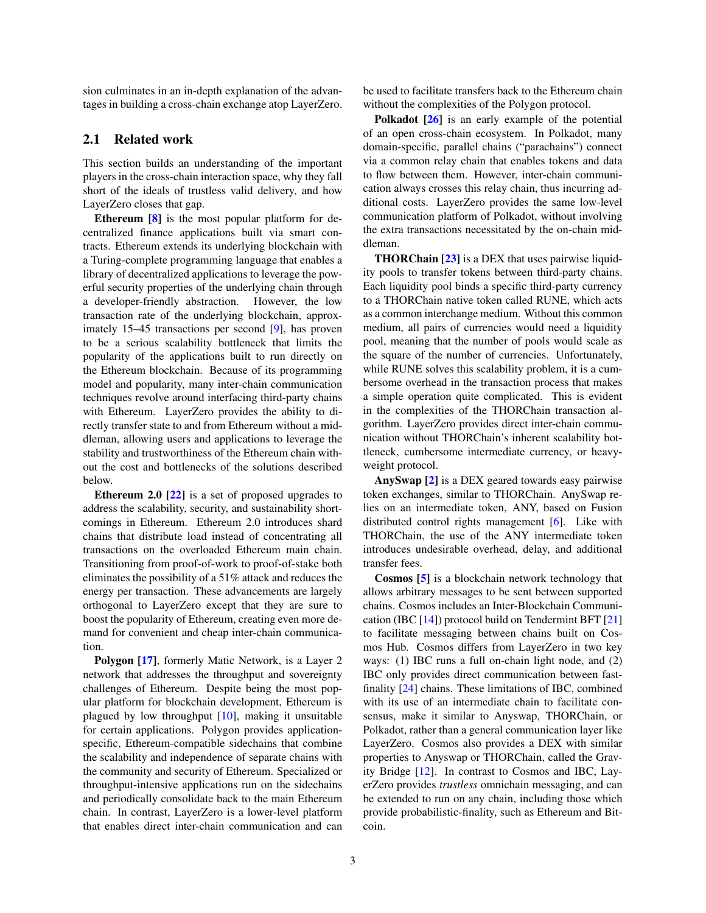sion culminates in an in-depth explanation of the advantages in building a cross-chain exchange atop LayerZero.

## 2.1 Related work

This section builds an understanding of the important players in the cross-chain interaction space, why they fall short of the ideals of trustless valid delivery, and how LayerZero closes that gap.

**Ethereum [8]** is the most popular platform for decentralized finance applications built via smart contracts. Ethereum extends its underlying blockchain with a Turing-complete programming language that enables a library of decentralized applications to leverage the powerful security properties of the underlying chain through a developer-friendly abstraction. However, the low transaction rate of the underlying blockchain, approximately 15–45 transactions per second [9], has proven to be a serious scalability bottleneck that limits the popularity of the applications built to run directly on the Ethereum blockchain. Because of its programming model and popularity, many inter-chain communication techniques revolve around interfacing third-party chains with Ethereum. LayerZero provides the ability to directly transfer state to and from Ethereum without a middleman, allowing users and applications to leverage the stability and trustworthiness of the Ethereum chain without the cost and bottlenecks of the solutions described below.

**Ethereum 2.0 [22]** is a set of proposed upgrades to address the scalability, security, and sustainability shortcomings in Ethereum. Ethereum 2.0 introduces shard chains that distribute load instead of concentrating all transactions on the overloaded Ethereum main chain. Transitioning from proof-of-work to proof-of-stake both eliminates the possibility of a 51% attack and reduces the energy per transaction. These advancements are largely orthogonal to LayerZero except that they are sure to boost the popularity of Ethereum, creating even more demand for convenient and cheap inter-chain communication.

**Polygon [17]**, formerly Matic Network, is a Layer 2 network that addresses the throughput and sovereignty challenges of Ethereum. Despite being the most popular platform for blockchain development, Ethereum is plagued by low throughput [10], making it unsuitable for certain applications. Polygon provides application-specific, Ethereum-compatible sidechains that combine the scalability and independence of separate chains with the community and security of Ethereum. Specialized or throughput-intensive applications run on the sidechains and periodically consolidate back to the main Ethereum chain. In contrast, LayerZero is a lower-level platform that enables direct inter-chain communication and can be used to facilitate transfers back to the Ethereum chain without the complexities of the Polygon protocol.

**Polkadot [26]** is an early example of the potential of an open cross-chain ecosystem. In Polkadot, many domain-specific, parallel chains ("parachains") connect via a common relay chain that enables tokens and data to flow between them. However, inter-chain communication always crosses this relay chain, thus incurring additional costs. LayerZero provides the same low-level communication platform of Polkadot, without involving the extra transactions necessitated by the on-chain middleman.

**THORChain [23]** is a DEX that uses pairwise liquidity pools to transfer tokens between third-party chains. Each liquidity pool binds a specific third-party currency to a THORChain native token called RUNE, which acts as a common interchange medium. Without this common medium, all pairs of currencies would need a liquidity pool, meaning that the number of pools would scale as the square of the number of currencies. Unfortunately, while RUNE solves this scalability problem, it is a cumbersome overhead in the transaction process that makes a simple operation quite complicated. This is evident in the complexities of the THORChain transaction algorithm. LayerZero provides direct inter-chain communication without THORChain's inherent scalability bottleneck, cumbersome intermediate currency, or heavyweight protocol.

**AnySwap [2]** is a DEX geared towards easy pairwise token exchanges, similar to THORChain. AnySwap relies on an intermediate token, ANY, based on Fusion distributed control rights management [6]. Like with THORChain, the use of the ANY intermediate token introduces undesirable overhead, delay, and additional transfer fees.

**Cosmos [5]** is a blockchain network technology that allows arbitrary messages to be sent between supported chains. Cosmos includes an Inter-Blockchain Communication (IBC [14]) protocol build on Tendermint BFT [21] to facilitate messaging between chains built on Cosmos Hub. Cosmos differs from LayerZero in two key ways: (1) IBC runs a full on-chain light node, and (2) IBC only provides direct communication between fast-finality [24] chains. These limitations of IBC, combined with its use of an intermediate chain to facilitate connections, make it similar to Anyswap, THORChain, or Polkadot, rather than a general communication layer like LayerZero. Cosmos also provides a DEX with similar properties to Anyswap or THORChain, called the Gravity Bridge [12]. In contrast to Cosmos and IBC, LayerZero provides *trustless* omnichain messaging, and can be extended to run on any chain, including those which provide probabilistic-finality, such as Ethereum and Bitcoin.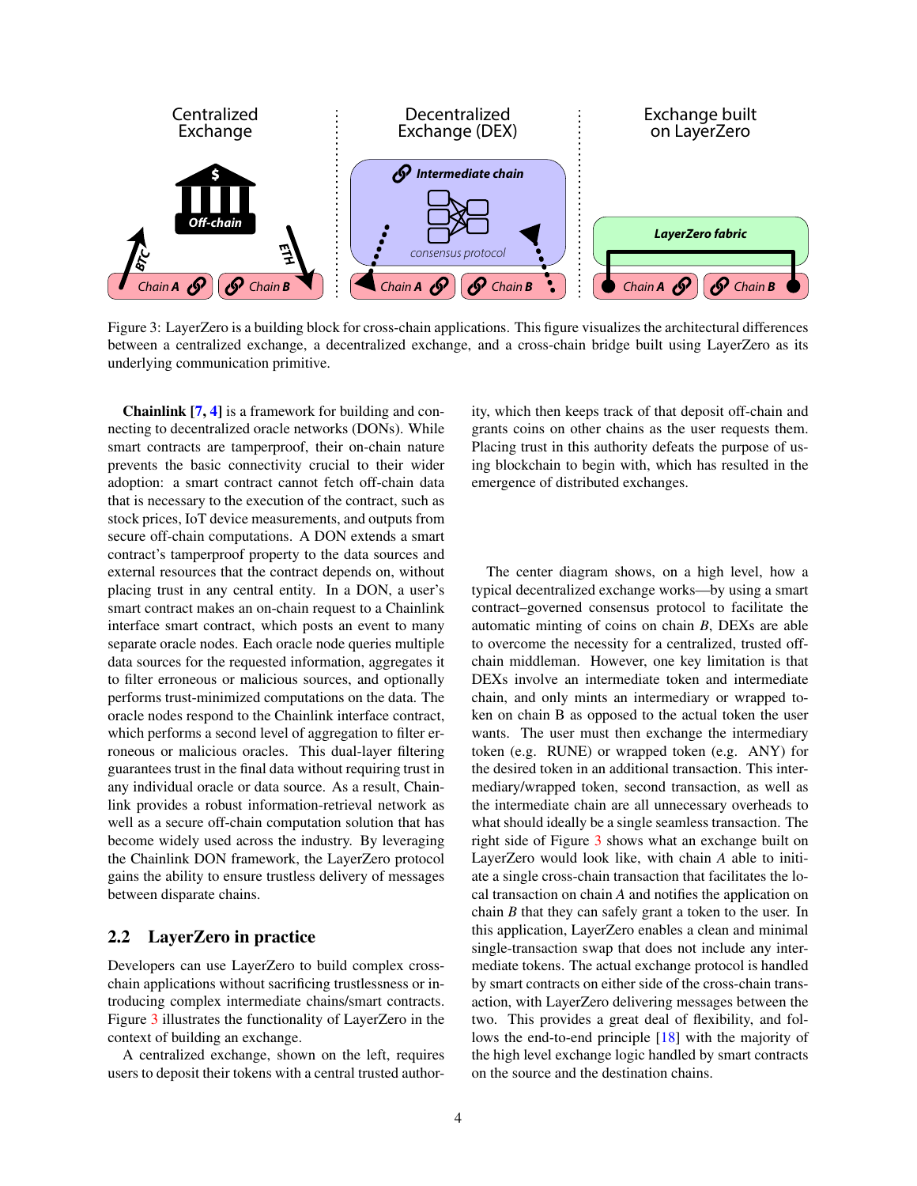Figure 3: LayerZero is a building block for cross-chain applications. This figure visualizes the architectural differences between a centralized exchange, a decentralized exchange, and a cross-chain bridge built using LayerZero as its underlying communication primitive.

**Chainlink** [7, 4] is a framework for building and connecting to decentralized oracle networks (DONs). While smart contracts are tamperproof, their on-chain nature prevents the basic connectivity crucial to their wider adoption: a smart contract cannot fetch off-chain data that is necessary to the execution of the contract, such as stock prices, IoT device measurements, and outputs from secure off-chain computations. A DON extends a smart contract's tamperproof property to the data sources and external resources that the contract depends on, without placing trust in any central entity. In a DON, a user's smart contract makes an on-chain request to a Chainlink interface smart contract, which posts an event to many separate oracle nodes. Each oracle node queries multiple data sources for the requested information, aggregates it to filter erroneous or malicious sources, and optionally performs trust-minimized computations on the data. The oracle nodes respond to the Chainlink interface contract, which performs a second level of aggregation to filter erroneous or malicious oracles. This dual-layer filtering guarantees trust in the final data without requiring trust in any individual oracle or data source. As a result, Chainlink provides a robust information-retrieval network as well as a secure off-chain computation solution that has become widely used across the industry. By leveraging the Chainlink DON framework, the LayerZero protocol gains the ability to ensure trustless delivery of messages between disparate chains.

## 2.2 LayerZero in practice

Developers can use LayerZero to build complex cross-chain applications without sacrificing trustlessness or introducing complex intermediate chains/smart contracts. Figure 3 illustrates the functionality of LayerZero in the context of building an exchange.

A centralized exchange, shown on the left, requires users to deposit their tokens with a central trusted authority, which then keeps track of that deposit off-chain and grants coins on other chains as the user requests them. Placing trust in this authority defeats the purpose of using blockchain to begin with, which has resulted in the emergence of distributed exchanges.

The center diagram shows, on a high level, how a typical decentralized exchange works—by using a smart contract–governed consensus protocol to facilitate the automatic minting of coins on chain $B$, DEXs are able to overcome the necessity for a centralized, trusted off-chain middleman. However, one key limitation is that DEXs involve an intermediate token and intermediate chain, and only mints an intermediary or wrapped token on chain B as opposed to the actual token the user wants. The user must then exchange the intermediary token (e.g. RUNE) or wrapped token (e.g. ANY) for the desired token in an additional transaction. This intermediary/wrapped token, second transaction, as well as the intermediate chain are all unnecessary overheads to what should ideally be a single seamless transaction. The right side of Figure 3 shows what an exchange built on LayerZero would look like, with chain $A$ able to initiate a single cross-chain transaction that facilitates the local transaction on chain $A$ and notifies the application on chain $B$ that they can safely grant a token to the user. In this application, LayerZero enables a clean and minimal single-transaction swap that does not include any intermediate tokens. The actual exchange protocol is handled by smart contracts on either side of the cross-chain transaction, with LayerZero delivering messages between the two. This provides a great deal of flexibility, and follows the end-to-end principle [18] with the majority of the high level exchange logic handled by smart contracts on the source and the destination chains.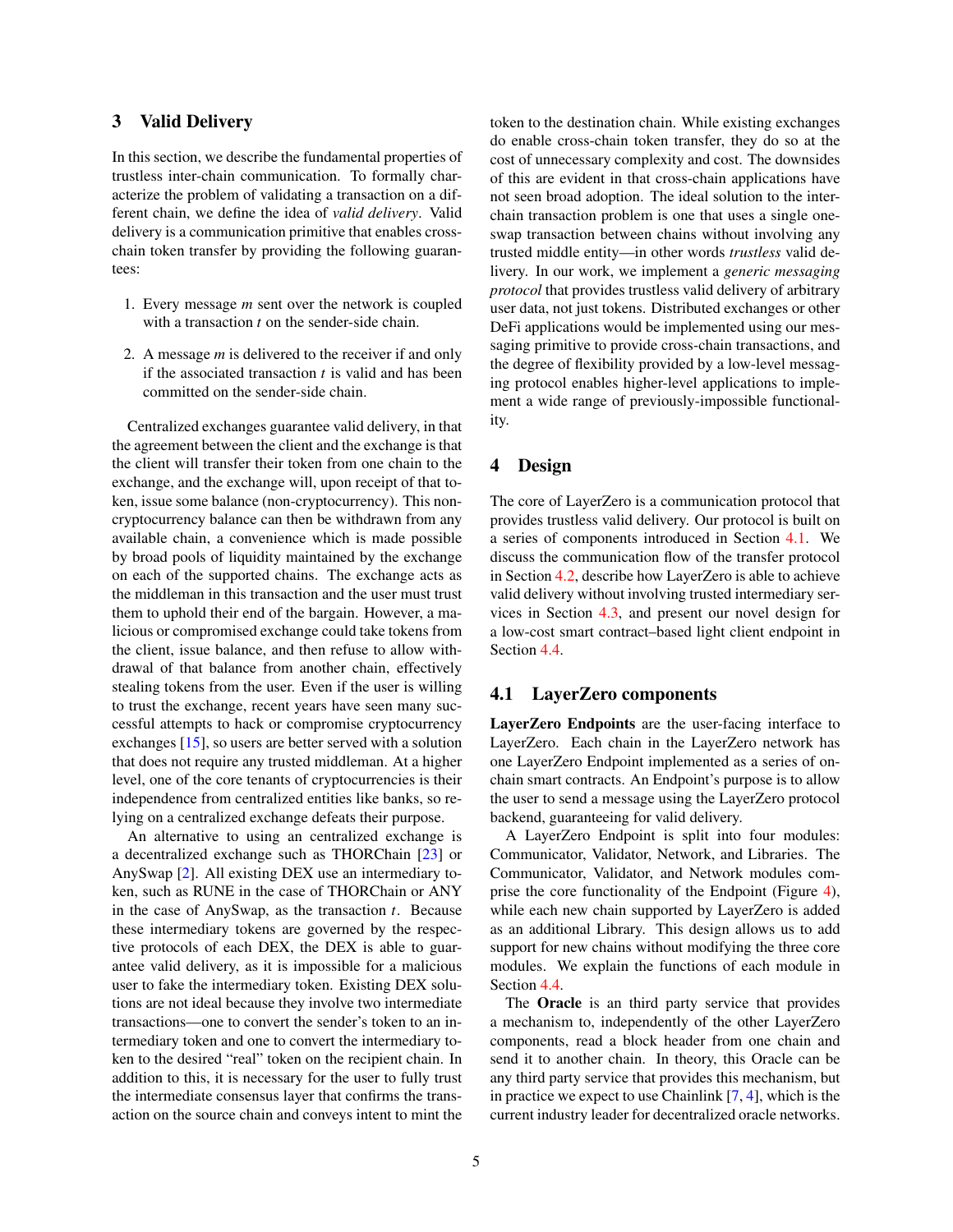## 3 Valid Delivery

In this section, we describe the fundamental properties of trustless inter-chain communication. To formally characterize the problem of validating a transaction on a different chain, we define the idea of *valid delivery*. Valid delivery is a communication primitive that enables cross-chain token transfer by providing the following guarantees:

1. Every message $m$ sent over the network is coupled with a transaction $t$ on the sender-side chain.
2. A message $m$ is delivered to the receiver if and only if the associated transaction $t$ is valid and has been committed on the sender-side chain.

Centralized exchanges guarantee valid delivery, in that the agreement between the client and the exchange is that the client will transfer their token from one chain to the exchange, and the exchange will, upon receipt of that token, issue some balance (non-cryptocurrency). This non-cryptocurrency balance can then be withdrawn from any available chain, a convenience which is made possible by broad pools of liquidity maintained by the exchange on each of the supported chains. The exchange acts as the middleman in this transaction and the user must trust them to uphold their end of the bargain. However, a malicious or compromised exchange could take tokens from the client, issue balance, and then refuse to allow withdrawal of that balance from another chain, effectively stealing tokens from the user. Even if the user is willing to trust the exchange, recent years have seen many successful attempts to hack or compromise cryptocurrency exchanges [15], so users are better served with a solution that does not require any trusted middleman. At a higher level, one of the core tenants of cryptocurrencies is their independence from centralized entities like banks, so relying on a centralized exchange defeats their purpose.

An alternative to using an centralized exchange is a decentralized exchange such as THORChain [23] or AnySwap [2]. All existing DEX use an intermediary token, such as RUNE in the case of THORChain or ANY in the case of AnySwap, as the transaction $t$. Because these intermediary tokens are governed by the respective protocols of each DEX, the DEX is able to guarantee valid delivery, as it is impossible for a malicious user to fake the intermediary token. Existing DEX solutions are not ideal because they involve two intermediate transactions—one to convert the sender's token to an intermediary token and one to convert the intermediary token to the desired "real" token on the recipient chain. In addition to this, it is necessary for the user to fully trust the intermediate consensus layer that confirms the transaction on the source chain and conveys intent to mint the token to the destination chain. While existing exchanges do enable cross-chain token transfer, they do so at the cost of unnecessary complexity and cost. The downsides of this are evident in that cross-chain applications have not seen broad adoption. The ideal solution to the inter-chain transaction problem is one that uses a single one-swap transaction between chains without involving any trusted middle entity—in other words *trustless* valid delivery. In our work, we implement a *generic messaging protocol* that provides trustless valid delivery of arbitrary user data, not just tokens. Distributed exchanges or other DeFi applications would be implemented using our messaging primitive to provide cross-chain transactions, and the degree of flexibility provided by a low-level messaging protocol enables higher-level applications to implement a wide range of previously-impossible functionality.

## 4 Design

The core of LayerZero is a communication protocol that provides trustless valid delivery. Our protocol is built on a series of components introduced in Section 4.1. We discuss the communication flow of the transfer protocol in Section 4.2, describe how LayerZero is able to achieve valid delivery without involving trusted intermediary services in Section 4.3, and present our novel design for a low-cost smart contract–based light client endpoint in Section 4.4.

### 4.1 LayerZero components

**LayerZero Endpoints** are the user-facing interface to LayerZero. Each chain in the LayerZero network has one LayerZero Endpoint implemented as a series of on-chain smart contracts. An Endpoint's purpose is to allow the user to send a message using the LayerZero protocol backend, guaranteeing for valid delivery.

A LayerZero Endpoint is split into four modules: Communicator, Validator, Network, and Libraries. The Communicator, Validator, and Network modules comprise the core functionality of the Endpoint (Figure 4), while each new chain supported by LayerZero is added as an additional Library. This design allows us to add support for new chains without modifying the three core modules. We explain the functions of each module in Section 4.4.

The **Oracle** is an third party service that provides a mechanism to, independently of the other LayerZero components, read a block header from one chain and send it to another chain. In theory, this Oracle can be any third party service that provides this mechanism, but in practice we expect to use Chainlink [7, 4], which is the current industry leader for decentralized oracle networks.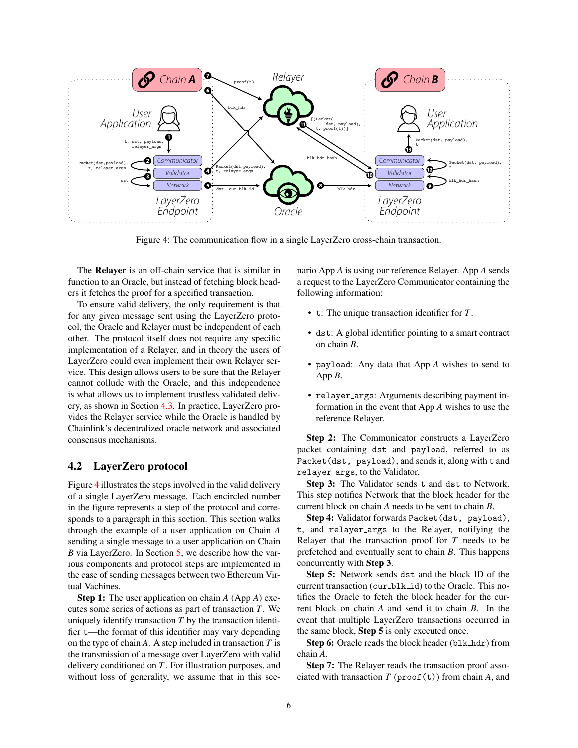Figure 4: The communication flow in a single LayerZero cross-chain transaction.

The **Relayer** is an off-chain service that is similar in function to an Oracle, but instead of fetching block headers it fetches the proof for a specified transaction.

To ensure valid delivery, the only requirement is that for any given message sent using the LayerZero protocol, the Oracle and Relayer must be independent of each other. The protocol itself does not require any specific implementation of a Relayer, and in theory the users of LayerZero could even implement their own Relayer service. This design allows users to be sure that the Relayer cannot collude with the Oracle, and this independence is what allows us to implement trustless validated delivery, as shown in Section 4.3. In practice, LayerZero provides the Relayer service while the Oracle is handled by Chainlink's decentralized oracle network and associated consensus mechanisms.

## 4.2 LayerZero protocol

Figure 4 illustrates the steps involved in the valid delivery of a single LayerZero message. Each encircled number in the figure represents a step of the protocol and corresponds to a paragraph in this section. This section walks through the example of a user application on Chain *A* sending a single message to a user application on Chain *B* via LayerZero. In Section 5, we describe how the various components and protocol steps are implemented in the case of sending messages between two Ethereum Virtual Vachines.

**Step 1:** The user application on chain *A* (App *A*) executes some series of actions as part of transaction *T*. We uniquely identify transaction *T* by the transaction identifier `t`—the format of this identifier may vary depending on the type of chain *A*. A step included in transaction *T* is the transmission of a message over LayerZero with valid delivery conditioned on *T*. For illustration purposes, and without loss of generality, we assume that in this scenario App *A* is using our reference Relayer. App *A* sends a request to the LayerZero Communicator containing the following information:

- `t`: The unique transaction identifier for *T*.
- `dst`: A global identifier pointing to a smart contract on chain *B*.
- `payload`: Any data that App *A* wishes to send to App *B*.
- `relayer_args`: Arguments describing payment information in the event that App *A* wishes to use the reference Relayer.

**Step 2:** The Communicator constructs a LayerZero packet containing `dst` and `payload`, referred to as `Packet(dst, payload)`, and sends it, along with `t` and `relayer_args`, to the Validator.

**Step 3:** The Validator sends `t` and `dst` to Network. This step notifies Network that the block header for the current block on chain *A* needs to be sent to chain *B*.

**Step 4:** Validator forwards `Packet(dst, payload)`, `t`, and `relayer_args` to the Relayer, notifying the Relayer that the transaction proof for *T* needs to be prefetched and eventually sent to chain *B*. This happens concurrently with **Step 3**.

**Step 5:** Network sends `dst` and the block ID of the current transaction (`cur_blk_id`) to the Oracle. This notifies the Oracle to fetch the block header for the current block on chain *A* and send it to chain *B*. In the event that multiple LayerZero transactions occurred in the same block, **Step 5** is only executed once.

**Step 6:** Oracle reads the block header (`blk_hdr`) from chain *A*.

**Step 7:** The Relayer reads the transaction proof associated with transaction *T* (`proof(t)`) from chain *A*, and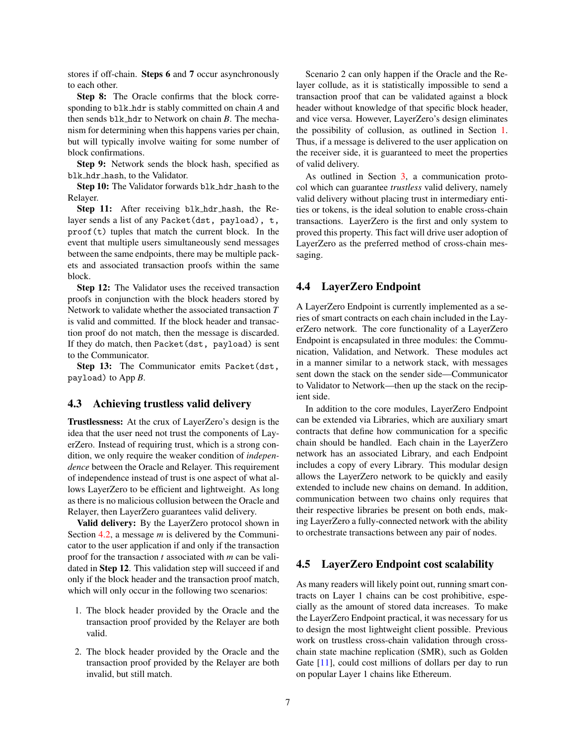stores if off-chain. **Steps 6** and **7** occur asynchronously to each other.

**Step 8:** The Oracle confirms that the block corresponding to `blk_hdr` is stably committed on chain *A* and then sends `blk_hdr` to Network on chain *B*. The mechanism for determining when this happens varies per chain, but will typically involve waiting for some number of block confirmations.

**Step 9:** Network sends the block hash, specified as `blk_hdr_hash`, to the Validator.

**Step 10:** The Validator forwards `blk_hdr_hash` to the Relayer.

**Step 11:** After receiving `blk_hdr_hash`, the Relayer sends a list of any `Packet(dst, payload), t, proof(t)` tuples that match the current block. In the event that multiple users simultaneously send messages between the same endpoints, there may be multiple packets and associated transaction proofs within the same block.

**Step 12:** The Validator uses the received transaction proofs in conjunction with the block headers stored by Network to validate whether the associated transaction *T* is valid and committed. If the block header and transaction proof do not match, then the message is discarded. If they do match, then `Packet(dst, payload)` is sent to the Communicator.

**Step 13:** The Communicator emits `Packet(dst, payload)` to App *B*.

### 4.3 Achieving trustless valid delivery

**Trustlessness:** At the crux of LayerZero's design is the idea that the user need not trust the components of LayerZero. Instead of requiring trust, which is a strong condition, we only require the weaker condition of *independence* between the Oracle and Relayer. This requirement of independence instead of trust is one aspect of what allows LayerZero to be efficient and lightweight. As long as there is no malicious collusion between the Oracle and Relayer, then LayerZero guarantees valid delivery.

**Valid delivery:** By the LayerZero protocol shown in Section 4.2, a message *m* is delivered by the Communicator to the user application if and only if the transaction proof for the transaction *t* associated with *m* can be validated in **Step 12**. This validation step will succeed if and only if the block header and the transaction proof match, which will only occur in the following two scenarios:

1. The block header provided by the Oracle and the transaction proof provided by the Relayer are both valid.
2. The block header provided by the Oracle and the transaction proof provided by the Relayer are both invalid, but still match.

Scenario 2 can only happen if the Oracle and the Relayer collude, as it is statistically impossible to send a transaction proof that can be validated against a block header without knowledge of that specific block header, and vice versa. However, LayerZero's design eliminates the possibility of collusion, as outlined in Section 1. Thus, if a message is delivered to the user application on the receiver side, it is guaranteed to meet the properties of valid delivery.

As outlined in Section 3, a communication protocol which can guarantee *trustless* valid delivery, namely valid delivery without placing trust in intermediary entities or tokens, is the ideal solution to enable cross-chain transactions. LayerZero is the first and only system to proved this property. This fact will drive user adoption of LayerZero as the preferred method of cross-chain messaging.

### 4.4 LayerZero Endpoint

A LayerZero Endpoint is currently implemented as a series of smart contracts on each chain included in the LayerZero network. The core functionality of a LayerZero Endpoint is encapsulated in three modules: the Communication, Validation, and Network. These modules act in a manner similar to a network stack, with messages sent down the stack on the sender side—Communicator to Validator to Network—then up the stack on the recipient side.

In addition to the core modules, LayerZero Endpoint can be extended via Libraries, which are auxiliary smart contracts that define how communication for a specific chain should be handled. Each chain in the LayerZero network has an associated Library, and each Endpoint includes a copy of every Library. This modular design allows the LayerZero network to be quickly and easily extended to include new chains on demand. In addition, communication between two chains only requires that their respective libraries be present on both ends, making LayerZero a fully-connected network with the ability to orchestrate transactions between any pair of nodes.

### 4.5 LayerZero Endpoint cost scalability

As many readers will likely point out, running smart contracts on Layer 1 chains can be cost prohibitive, especially as the amount of stored data increases. To make the LayerZero Endpoint practical, it was necessary for us to design the most lightweight client possible. Previous work on trustless cross-chain validation through cross-chain state machine replication (SMR), such as Golden Gate [11], could cost millions of dollars per day to run on popular Layer 1 chains like Ethereum.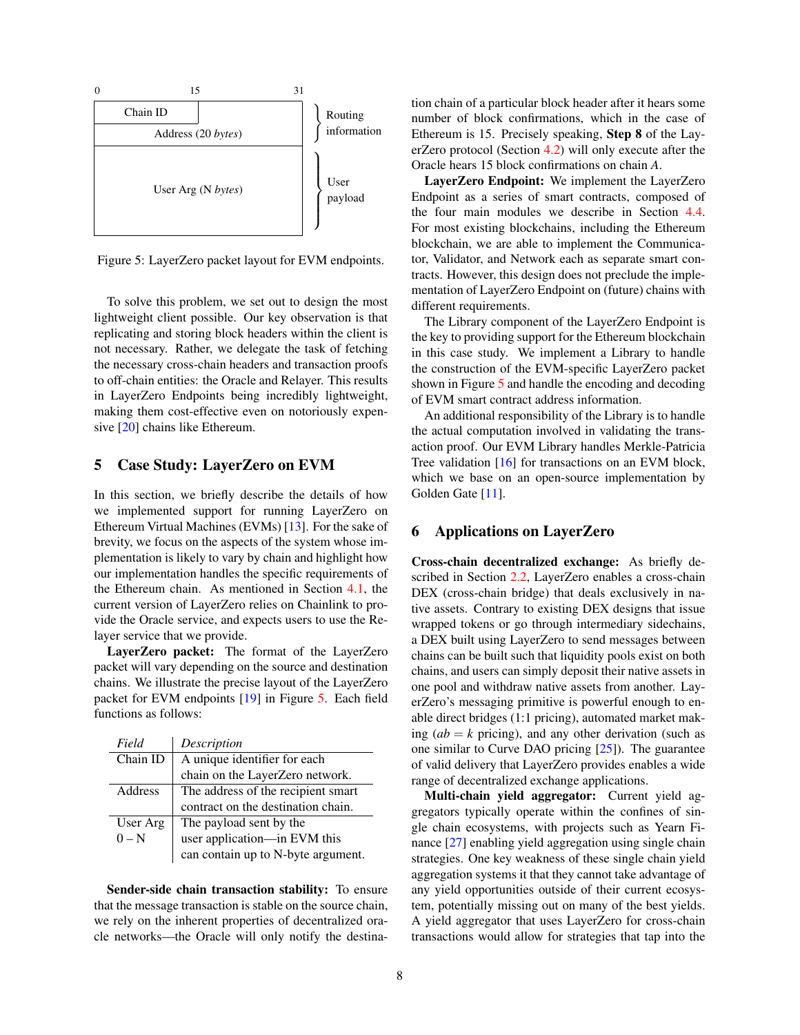| 0 | 15 | 31 | |
|---|---|---|---|
| Chain ID | | | Routing information |
| Address (20 *bytes*) | | | |
| User Arg (N *bytes*) | | | User payload |

Figure 5: LayerZero packet layout for EVM endpoints.

To solve this problem, we set out to design the most lightweight client possible. Our key observation is that replicating and storing block headers within the client is not necessary. Rather, we delegate the task of fetching the necessary cross-chain headers and transaction proofs to off-chain entities: the Oracle and Relayer. This results in LayerZero Endpoints being incredibly lightweight, making them cost-effective even on notoriously expensive [20] chains like Ethereum.

## 5 Case Study: LayerZero on EVM

In this section, we briefly describe the details of how we implemented support for running LayerZero on Ethereum Virtual Machines (EVMs) [13]. For the sake of brevity, we focus on the aspects of the system whose implementation is likely to vary by chain and highlight how our implementation handles the specific requirements of the Ethereum chain. As mentioned in Section 4.1, the current version of LayerZero relies on Chainlink to provide the Oracle service, and expects users to use the Relayer service that we provide.

**LayerZero packet:** The format of the LayerZero packet will vary depending on the source and destination chains. We illustrate the precise layout of the LayerZero packet for EVM endpoints [19] in Figure 5. Each field functions as follows:

| *Field* | *Description* |
|---|---|
| Chain ID | A unique identifier for each chain on the LayerZero network. |
| Address | The address of the recipient smart contract on the destination chain. |
| User Arg 0 – N | The payload sent by the user application—in EVM this can contain up to N-byte argument. |

**Sender-side chain transaction stability:** To ensure that the message transaction is stable on the source chain, we rely on the inherent properties of decentralized oracle networks—the Oracle will only notify the destination chain of a particular block header after it hears some number of block confirmations, which in the case of Ethereum is 15. Precisely speaking, **Step 8** of the LayerZero protocol (Section 4.2) will only execute after the Oracle hears 15 block confirmations on chain *A*.

**LayerZero Endpoint:** We implement the LayerZero Endpoint as a series of smart contracts, composed of the four main modules we describe in Section 4.4. For most existing blockchains, including the Ethereum blockchain, we are able to implement the Communicator, Validator, and Network each as separate smart contracts. However, this design does not preclude the implementation of LayerZero Endpoint on (future) chains with different requirements.

The Library component of the LayerZero Endpoint is the key to providing support for the Ethereum blockchain in this case study. We implement a Library to handle the construction of the EVM-specific LayerZero packet shown in Figure 5 and handle the encoding and decoding of EVM smart contract address information.

An additional responsibility of the Library is to handle the actual computation involved in validating the transaction proof. Our EVM Library handles Merkle-Patricia Tree validation [16] for transactions on an EVM block, which we base on an open-source implementation by Golden Gate [11].

## 6 Applications on LayerZero

**Cross-chain decentralized exchange:** As briefly described in Section 2.2, LayerZero enables a cross-chain DEX (cross-chain bridge) that deals exclusively in native assets. Contrary to existing DEX designs that issue wrapped tokens or go through intermediary sidechains, a DEX built using LayerZero to send messages between chains can be built such that liquidity pools exist on both chains, and users can simply deposit their native assets in one pool and withdraw native assets from another. LayerZero's messaging primitive is powerful enough to enable direct bridges (1:1 pricing), automated market making ($ab = k$ pricing), and any other derivation (such as one similar to Curve DAO pricing [25]). The guarantee of valid delivery that LayerZero provides enables a wide range of decentralized exchange applications.

**Multi-chain yield aggregator:** Current yield aggregators typically operate within the confines of single chain ecosystems, with projects such as Yearn Finance [27] enabling yield aggregation using single chain strategies. One key weakness of these single chain yield aggregation systems it that they cannot take advantage of any yield opportunities outside of their current ecosystem, potentially missing out on many of the best yields. A yield aggregator that uses LayerZero for cross-chain transactions would allow for strategies that tap into the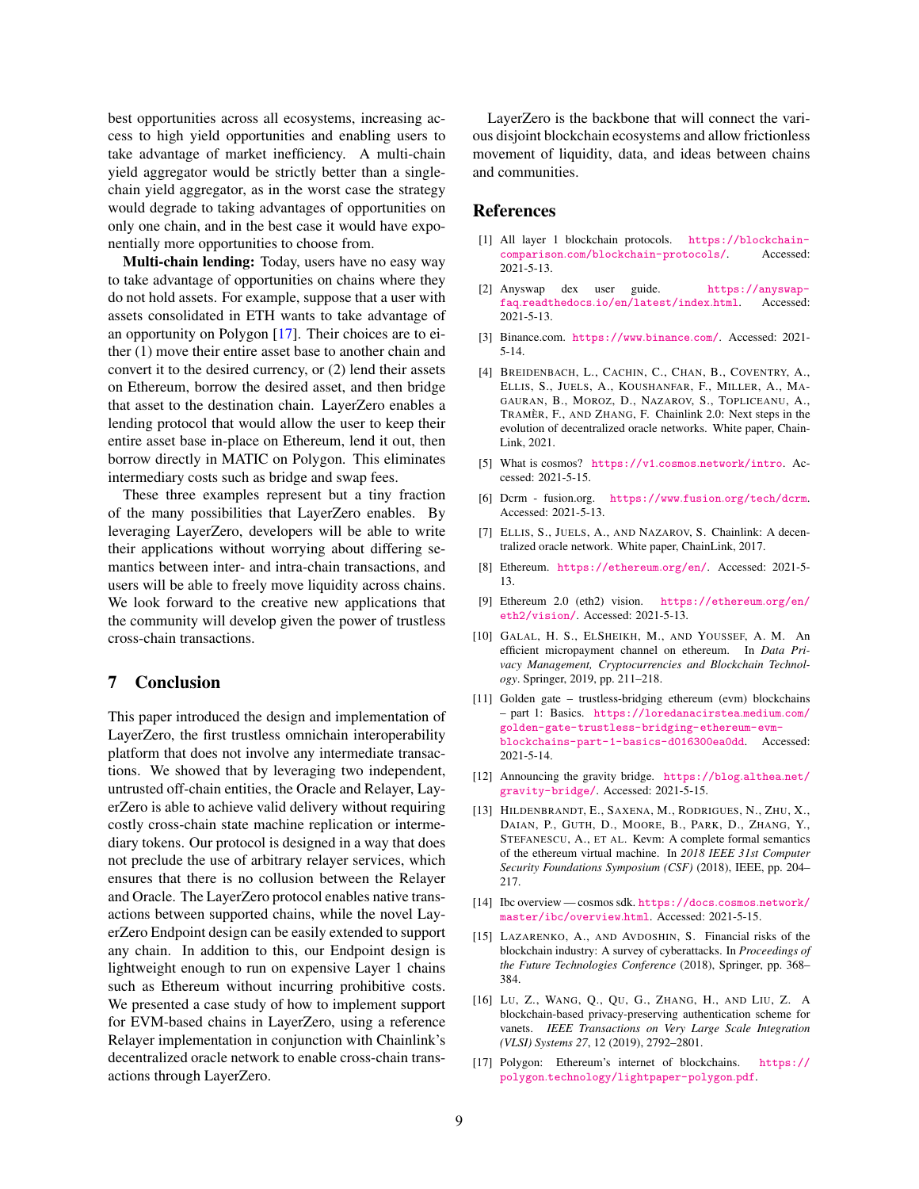best opportunities across all ecosystems, increasing access to high yield opportunities and enabling users to take advantage of market inefficiency. A multi-chain yield aggregator would be strictly better than a single-chain yield aggregator, as in the worst case the strategy would degrade to taking advantages of opportunities on only one chain, and in the best case it would have exponentially more opportunities to choose from.

**Multi-chain lending:** Today, users have no easy way to take advantage of opportunities on chains where they do not hold assets. For example, suppose that a user with assets consolidated in ETH wants to take advantage of an opportunity on Polygon [17]. Their choices are to either (1) move their entire asset base to another chain and convert it to the desired currency, or (2) lend their assets on Ethereum, borrow the desired asset, and then bridge that asset to the destination chain. LayerZero enables a lending protocol that would allow the user to keep their entire asset base in-place on Ethereum, lend it out, then borrow directly in MATIC on Polygon. This eliminates intermediary costs such as bridge and swap fees.

These three examples represent but a tiny fraction of the many possibilities that LayerZero enables. By leveraging LayerZero, developers will be able to write their applications without worrying about differing semantics between inter- and intra-chain transactions, and users will be able to freely move liquidity across chains. We look forward to the creative new applications that the community will develop given the power of trustless cross-chain transactions.

## 7 Conclusion

This paper introduced the design and implementation of LayerZero, the first trustless omnichain interoperability platform that does not involve any intermediate transactions. We showed that by leveraging two independent, untrusted off-chain entities, the Oracle and Relayer, LayerZero is able to achieve valid delivery without requiring costly cross-chain state machine replication or intermediary tokens. Our protocol is designed in a way that does not preclude the use of arbitrary relayer services, which ensures that there is no collusion between the Relayer and Oracle. The LayerZero protocol enables native transactions between supported chains, while the novel LayerZero Endpoint design can be easily extended to support any chain. In addition to this, our Endpoint design is lightweight enough to run on expensive Layer 1 chains such as Ethereum without incurring prohibitive costs. We presented a case study of how to implement support for EVM-based chains in LayerZero, using a reference Relayer implementation in conjunction with Chainlink's decentralized oracle network to enable cross-chain transactions through LayerZero.

LayerZero is the backbone that will connect the various disjoint blockchain ecosystems and allow frictionless movement of liquidity, data, and ideas between chains and communities.

## References

[1] All layer 1 blockchain protocols. https://blockchain-comparison.com/blockchain-protocols/. Accessed: 2021-5-13.

[2] Anyswap dex user guide. https://anyswap-faq.readthedocs.io/en/latest/index.html. Accessed: 2021-5-13.

[3] Binance.com. https://www.binance.com/. Accessed: 2021-5-14.

[4] Breidenbach, L., Cachin, C., Chan, B., Coventry, A., Ellis, S., Juels, A., Koushanfar, F., Miller, A., Magauran, B., Moroz, D., Nazarov, S., Topliceanu, A., Tramèr, F., and Zhang, F. Chainlink 2.0: Next steps in the evolution of decentralized oracle networks. White paper, ChainLink, 2021.

[5] What is cosmos? https://v1.cosmos.network/intro. Accessed: 2021-5-15.

[6] Dcrm - fusion.org. https://www.fusion.org/tech/dcrm. Accessed: 2021-5-13.

[7] Ellis, S., Juels, A., and Nazarov, S. Chainlink: A decentralized oracle network. White paper, ChainLink, 2017.

[8] Ethereum. https://ethereum.org/en/. Accessed: 2021-5-13.

[9] Ethereum 2.0 (eth2) vision. https://ethereum.org/en/eth2/vision/. Accessed: 2021-5-13.

[10] Galal, H. S., ElSheikh, M., and Youssef, A. M. An efficient micropayment channel on ethereum. In *Data Privacy Management, Cryptocurrencies and Blockchain Technology*. Springer, 2019, pp. 211–218.

[11] Golden gate – trustless-bridging ethereum (evm) blockchains – part 1: Basics. https://loredanacirstea.medium.com/golden-gate-trustless-bridging-ethereum-evm-blockchains-part-1-basics-d016300ea0dd. Accessed: 2021-5-14.

[12] Announcing the gravity bridge. https://blog.althea.net/gravity-bridge/. Accessed: 2021-5-15.

[13] Hildenbrandt, E., Saxena, M., Rodrigues, N., Zhu, X., Daian, P., Guth, D., Moore, B., Park, D., Zhang, Y., Stefanescu, A., et al. Kevm: A complete formal semantics of the ethereum virtual machine. In *2018 IEEE 31st Computer Security Foundations Symposium (CSF)* (2018), IEEE, pp. 204–217.

[14] Ibc overview — cosmos sdk. https://docs.cosmos.network/master/ibc/overview.html. Accessed: 2021-5-15.

[15] Lazarenko, A., and Avdoshin, S. Financial risks of the blockchain industry: A survey of cyberattacks. In *Proceedings of the Future Technologies Conference* (2018), Springer, pp. 368–384.

[16] Lu, Z., Wang, Q., Qu, G., Zhang, H., and Liu, Z. A blockchain-based privacy-preserving authentication scheme for vanets. *IEEE Transactions on Very Large Scale Integration (VLSI) Systems 27*, 12 (2019), 2792–2801.

[17] Polygon: Ethereum's internet of blockchains. https://polygon.technology/lightpaper-polygon.pdf.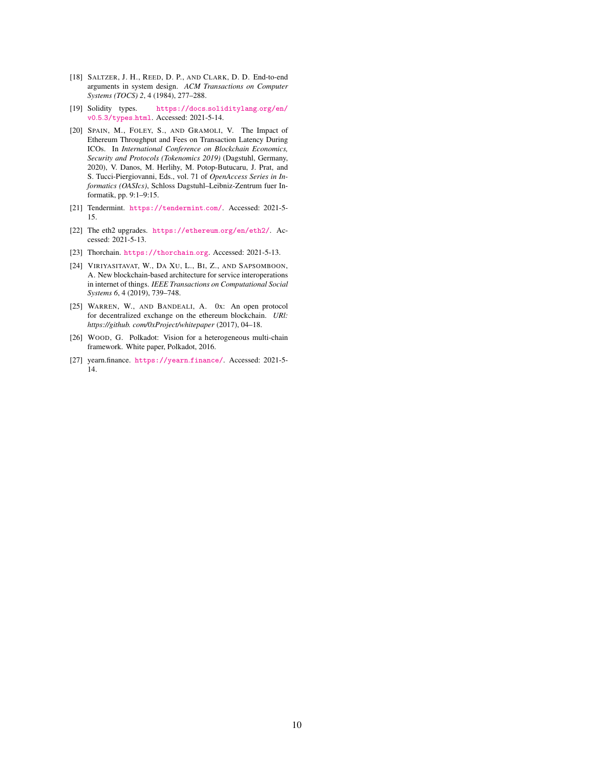[18] Saltzer, J. H., Reed, D. P., and Clark, D. D. End-to-end arguments in system design. *ACM Transactions on Computer Systems (TOCS) 2*, 4 (1984), 277–288.

[19] Solidity types. https://docs.soliditylang.org/en/v0.5.3/types.html. Accessed: 2021-5-14.

[20] Spain, M., Foley, S., and Gramoli, V. The Impact of Ethereum Throughput and Fees on Transaction Latency During ICOs. In *International Conference on Blockchain Economics, Security and Protocols (Tokenomics 2019)* (Dagstuhl, Germany, 2020), V. Danos, M. Herlihy, M. Potop-Butucaru, J. Prat, and S. Tucci-Piergiovanni, Eds., vol. 71 of *OpenAccess Series in Informatics (OASIcs)*, Schloss Dagstuhl–Leibniz-Zentrum fuer Informatik, pp. 9:1–9:15.

[21] Tendermint. https://tendermint.com/. Accessed: 2021-5-15.

[22] The eth2 upgrades. https://ethereum.org/en/eth2/. Accessed: 2021-5-13.

[23] Thorchain. https://thorchain.org. Accessed: 2021-5-13.

[24] Viriyasitavat, W., Da Xu, L., Bi, Z., and Sapsomboon, A. New blockchain-based architecture for service interoperations in internet of things. *IEEE Transactions on Computational Social Systems 6*, 4 (2019), 739–748.

[25] Warren, W., and Bandeali, A. 0x: An open protocol for decentralized exchange on the ethereum blockchain. *URl: https://github. com/0xProject/whitepaper* (2017), 04–18.

[26] Wood, G. Polkadot: Vision for a heterogeneous multi-chain framework. White paper, Polkadot, 2016.

[27] yearn.finance. https://yearn.finance/. Accessed: 2021-5-14.